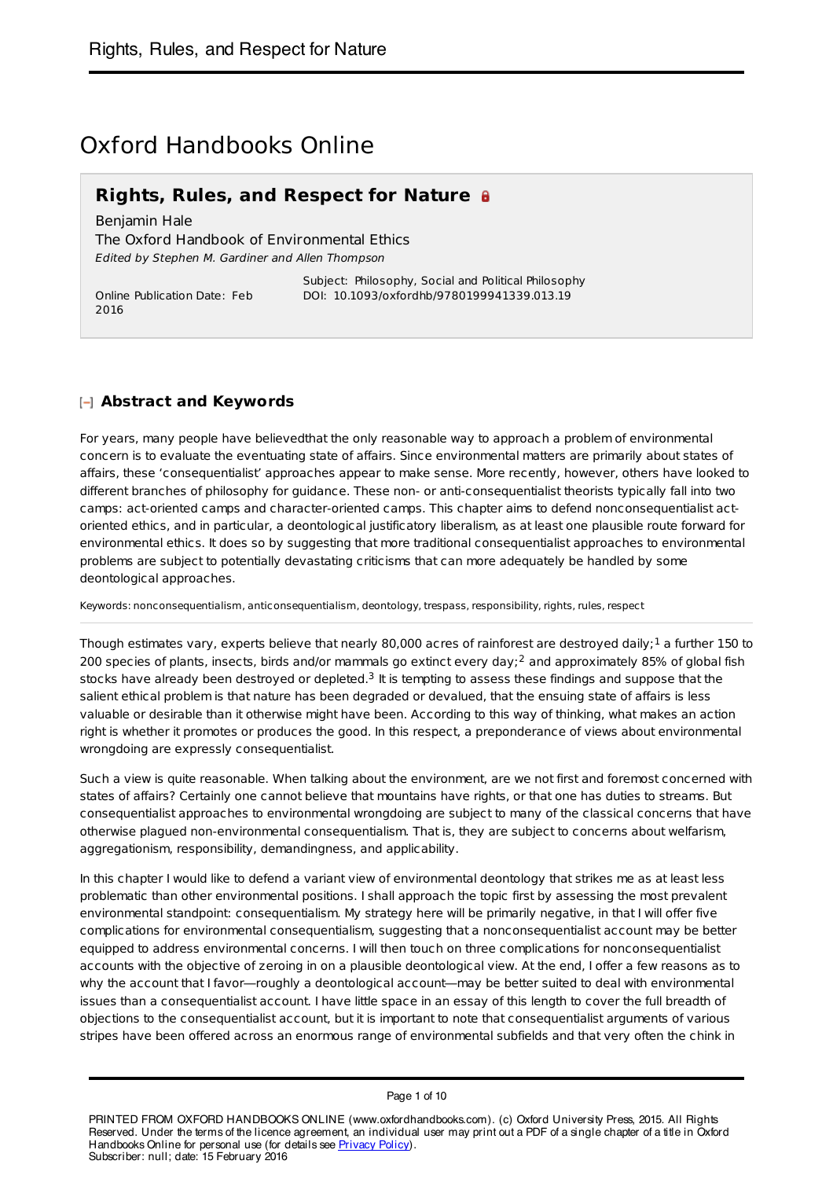# Oxford Handbooks Online

## Rights, Rules, and Respect for Nature

Benjamin Hale

The Oxford Handbook of Environmental Ethics

*Edited by Stephen M. Gardiner and Allen Thompson*

Online Publication Date: Feb 2016

Subject: Philosophy, Social and Political Philosophy

DOI: 10.1093/oxfordhb/9780199941339.013.19

## Abstract and Keywords

For years, many people have believedthat the only reasonable way to approach a problem of environmental concern is to evaluate the eventuating state of affairs. Since environmental matters are primarily about states of affairs, these 'consequentialist' approaches appear to make sense. More recently, however, others have looked to different branches of philosophy for guidance. These non- or anti-consequentialist theorists typically fall into two camps: act-oriented camps and character-oriented camps. This chapter aims to defend nonconsequentialist act-oriented ethics, and in particular, a deontological justificatory liberalism, as at least one plausible route forward for environmental ethics. It does so by suggesting that more traditional consequentialist approaches to environmental problems are subject to potentially devastating criticisms that can more adequately be handled by some deontological approaches.

Keywords: nonconsequentialism, anticonsequentialism, deontology, trespass, responsibility, rights, rules, respect

Though estimates vary, experts believe that nearly 80,000 acres of rainforest are destroyed daily;[1] a further 150 to 200 species of plants, insects, birds and/or mammals go extinct every day;[2] and approximately 85% of global fish stocks have already been destroyed or depleted.[3] It is tempting to assess these findings and suppose that the salient ethical problem is that nature has been degraded or devalued, that the ensuing state of affairs is less valuable or desirable than it otherwise might have been. According to this way of thinking, what makes an action right is whether it promotes or produces the good. In this respect, a preponderance of views about environmental wrongdoing are expressly consequentialist.

Such a view is quite reasonable. When talking about the environment, are we not first and foremost concerned with states of affairs? Certainly one cannot believe that mountains have rights, or that one has duties to streams. But consequentialist approaches to environmental wrongdoing are subject to many of the classical concerns that have otherwise plagued non-environmental consequentialism. That is, they are subject to concerns about welfarism, aggregationism, responsibility, demandingness, and applicability.

In this chapter I would like to defend a variant view of environmental deontology that strikes me as at least less problematic than other environmental positions. I shall approach the topic first by assessing the most prevalent environmental standpoint: consequentialism. My strategy here will be primarily negative, in that I will offer five complications for environmental consequentialism, suggesting that a nonconsequentialist account may be better equipped to address environmental concerns. I will then touch on three complications for nonconsequentialist accounts with the objective of zeroing in on a plausible deontological view. At the end, I offer a few reasons as to why the account that I favor—roughly a deontological account—may be better suited to deal with environmental issues than a consequentialist account. I have little space in an essay of this length to cover the full breadth of objections to the consequentialist account, but it is important to note that consequentialist arguments of various stripes have been offered across an enormous range of environmental subfields and that very often the chink in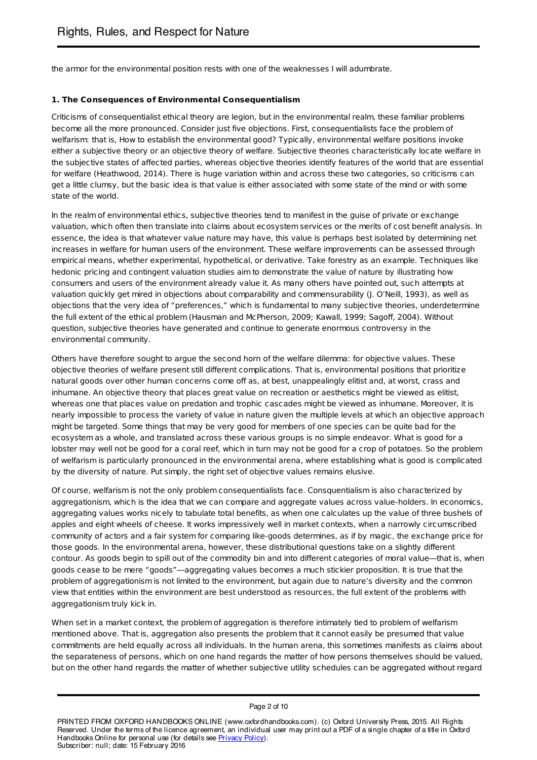the armor for the environmental position rests with one of the weaknesses I will adumbrate.

### 1. The Consequences of Environmental Consequentialism

Criticisms of consequentialist ethical theory are legion, but in the environmental realm, these familiar problems become all the more pronounced. Consider just five objections. First, consequentialists face the problem of welfarism: that is, How to establish the environmental good? Typically, environmental welfare positions invoke either a subjective theory or an objective theory of welfare. Subjective theories characteristically locate welfare in the subjective states of affected parties, whereas objective theories identify features of the world that are essential for welfare (Heathwood, 2014). There is huge variation within and across these two categories, so criticisms can get a little clumsy, but the basic idea is that value is either associated with some state of the mind or with some state of the world.

In the realm of environmental ethics, subjective theories tend to manifest in the guise of private or exchange valuation, which often then translate into claims about ecosystem services or the merits of cost benefit analysis. In essence, the idea is that whatever value nature may have, this value is perhaps best isolated by determining net increases in welfare for human users of the environment. These welfare improvements can be assessed through empirical means, whether experimental, hypothetical, or derivative. Take forestry as an example. Techniques like hedonic pricing and contingent valuation studies aim to demonstrate the value of nature by illustrating how consumers and users of the environment already value it. As many others have pointed out, such attempts at valuation quickly get mired in objections about comparability and commensurability (J. O'Neill, 1993), as well as objections that the very idea of "preferences," which is fundamental to many subjective theories, underdetermine the full extent of the ethical problem (Hausman and McPherson, 2009; Kawall, 1999; Sagoff, 2004). Without question, subjective theories have generated and continue to generate enormous controversy in the environmental community.

Others have therefore sought to argue the second horn of the welfare dilemma: for objective values. These objective theories of welfare present still different complications. That is, environmental positions that prioritize natural goods over other human concerns come off as, at best, unappealingly elitist and, at worst, crass and inhumane. An objective theory that places great value on recreation or aesthetics might be viewed as elitist, whereas one that places value on predation and trophic cascades might be viewed as inhumane. Moreover, it is nearly impossible to process the variety of value in nature given the multiple levels at which an objective approach might be targeted. Some things that may be very good for members of one species can be quite bad for the ecosystem as a whole, and translated across these various groups is no simple endeavor. What is good for a lobster may well not be good for a coral reef, which in turn may not be good for a crop of potatoes. So the problem of welfarism is particularly pronounced in the environmental arena, where establishing what is good is complicated by the diversity of nature. Put simply, the right set of objective values remains elusive.

Of course, welfarism is not the only problem consequentialists face. Consquentialism is also characterized by aggregationism, which is the idea that we can compare and aggregate values across value-holders. In economics, aggregating values works nicely to tabulate total benefits, as when one calculates up the value of three bushels of apples and eight wheels of cheese. It works impressively well in market contexts, when a narrowly circumscribed community of actors and a fair system for comparing like-goods determines, as if by magic, the exchange price for those goods. In the environmental arena, however, these distributional questions take on a slightly different contour. As goods begin to spill out of the commodity bin and into different categories of moral value—that is, when goods cease to be mere "goods"—aggregating values becomes a much stickier proposition. It is true that the problem of aggregationism is not limited to the environment, but again due to nature's diversity and the common view that entities within the environment are best understood as resources, the full extent of the problems with aggregationism truly kick in.

When set in a market context, the problem of aggregation is therefore intimately tied to problem of welfarism mentioned above. That is, aggregation also presents the problem that it cannot easily be presumed that value commitments are held equally across all individuals. In the human arena, this sometimes manifests as claims about the separateness of persons, which on one hand regards the matter of how persons themselves should be valued, but on the other hand regards the matter of whether subjective utility schedules can be aggregated without regard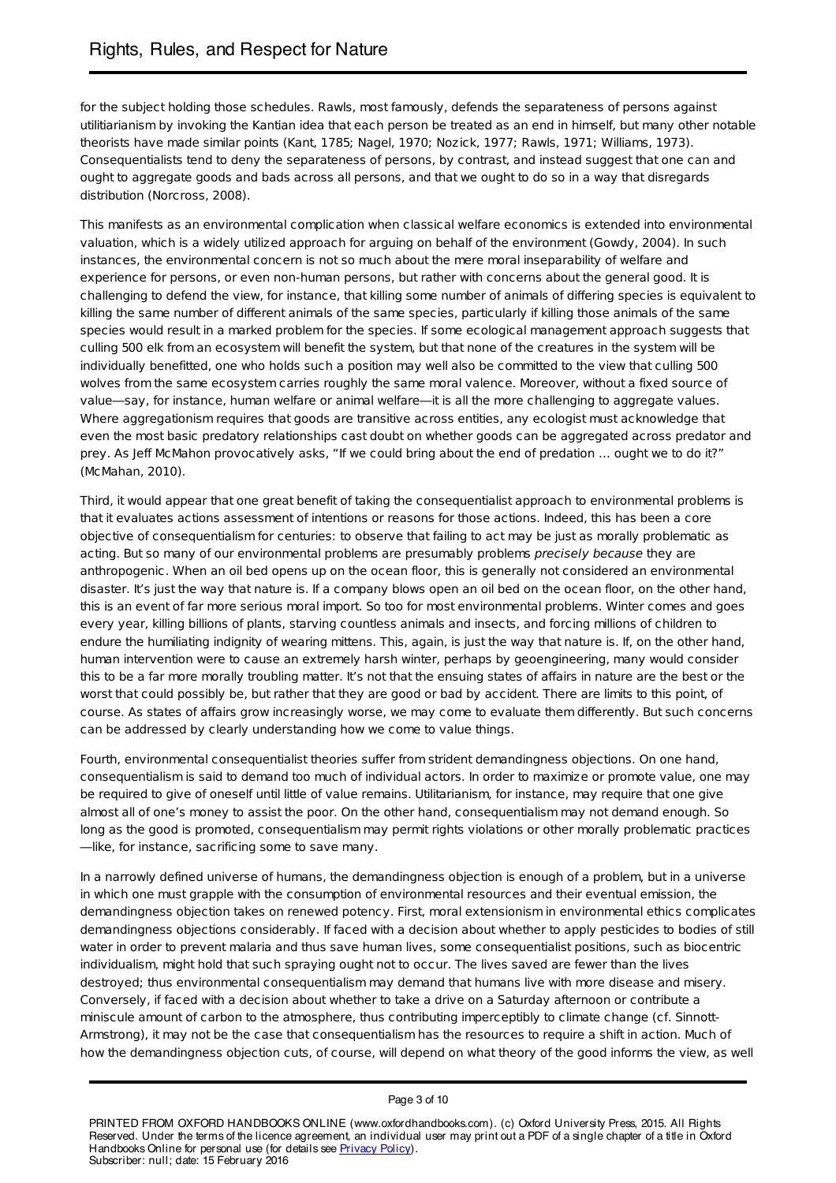for the subject holding those schedules. Rawls, most famously, defends the separateness of persons against utilitarianism by invoking the Kantian idea that each person be treated as an end in himself, but many other notable theorists have made similar points (Kant, 1785; Nagel, 1970; Nozick, 1977; Rawls, 1971; Williams, 1973). Consequentialists tend to deny the separateness of persons, by contrast, and instead suggest that one can and ought to aggregate goods and bads across all persons, and that we ought to do so in a way that disregards distribution (Norcross, 2008).

This manifests as an environmental complication when classical welfare economics is extended into environmental valuation, which is a widely utilized approach for arguing on behalf of the environment (Gowdy, 2004). In such instances, the environmental concern is not so much about the mere moral inseparability of welfare and experience for persons, or even non-human persons, but rather with concerns about the general good. It is challenging to defend the view, for instance, that killing some number of animals of differing species is equivalent to killing the same number of different animals of the same species, particularly if killing those animals of the same species would result in a marked problem for the species. If some ecological management approach suggests that culling 500 elk from an ecosystem will benefit the system, but that none of the creatures in the system will be individually benefitted, one who holds such a position may well also be committed to the view that culling 500 wolves from the same ecosystem carries roughly the same moral valence. Moreover, without a fixed source of value—say, for instance, human welfare or animal welfare—it is all the more challenging to aggregate values. Where aggregationism requires that goods are transitive across entities, any ecologist must acknowledge that even the most basic predatory relationships cast doubt on whether goods can be aggregated across predator and prey. As Jeff McMahon provocatively asks, "If we could bring about the end of predation … ought we to do it?" (McMahan, 2010).

Third, it would appear that one great benefit of taking the consequentialist approach to environmental problems is that it evaluates actions assessment of intentions or reasons for those actions. Indeed, this has been a core objective of consequentialism for centuries: to observe that failing to act may be just as morally problematic as acting. But so many of our environmental problems are presumably problems *precisely because* they are anthropogenic. When an oil bed opens up on the ocean floor, this is generally not considered an environmental disaster. It's just the way that nature is. If a company blows open an oil bed on the ocean floor, on the other hand, this is an event of far more serious moral import. So too for most environmental problems. Winter comes and goes every year, killing billions of plants, starving countless animals and insects, and forcing millions of children to endure the humiliating indignity of wearing mittens. This, again, is just the way that nature is. If, on the other hand, human intervention were to cause an extremely harsh winter, perhaps by geoengineering, many would consider this to be a far more morally troubling matter. It's not that the ensuing states of affairs in nature are the best or the worst that could possibly be, but rather that they are good or bad by accident. There are limits to this point, of course. As states of affairs grow increasingly worse, we may come to evaluate them differently. But such concerns can be addressed by clearly understanding how we come to value things.

Fourth, environmental consequentialist theories suffer from strident demandingness objections. On one hand, consequentialism is said to demand too much of individual actors. In order to maximize or promote value, one may be required to give of oneself until little of value remains. Utilitarianism, for instance, may require that one give almost all of one's money to assist the poor. On the other hand, consequentialism may not demand enough. So long as the good is promoted, consequentialism may permit rights violations or other morally problematic practices—like, for instance, sacrificing some to save many.

In a narrowly defined universe of humans, the demandingness objection is enough of a problem, but in a universe in which one must grapple with the consumption of environmental resources and their eventual emission, the demandingness objection takes on renewed potency. First, moral extensionism in environmental ethics complicates demandingness objections considerably. If faced with a decision about whether to apply pesticides to bodies of still water in order to prevent malaria and thus save human lives, some consequentialist positions, such as biocentric individualism, might hold that such spraying ought not to occur. The lives saved are fewer than the lives destroyed; thus environmental consequentialism may demand that humans live with more disease and misery. Conversely, if faced with a decision about whether to take a drive on a Saturday afternoon or contribute a miniscule amount of carbon to the atmosphere, thus contributing imperceptibly to climate change (cf. Sinnott-Armstrong), it may not be the case that consequentialism has the resources to require a shift in action. Much of how the demandingness objection cuts, of course, will depend on what theory of the good informs the view, as well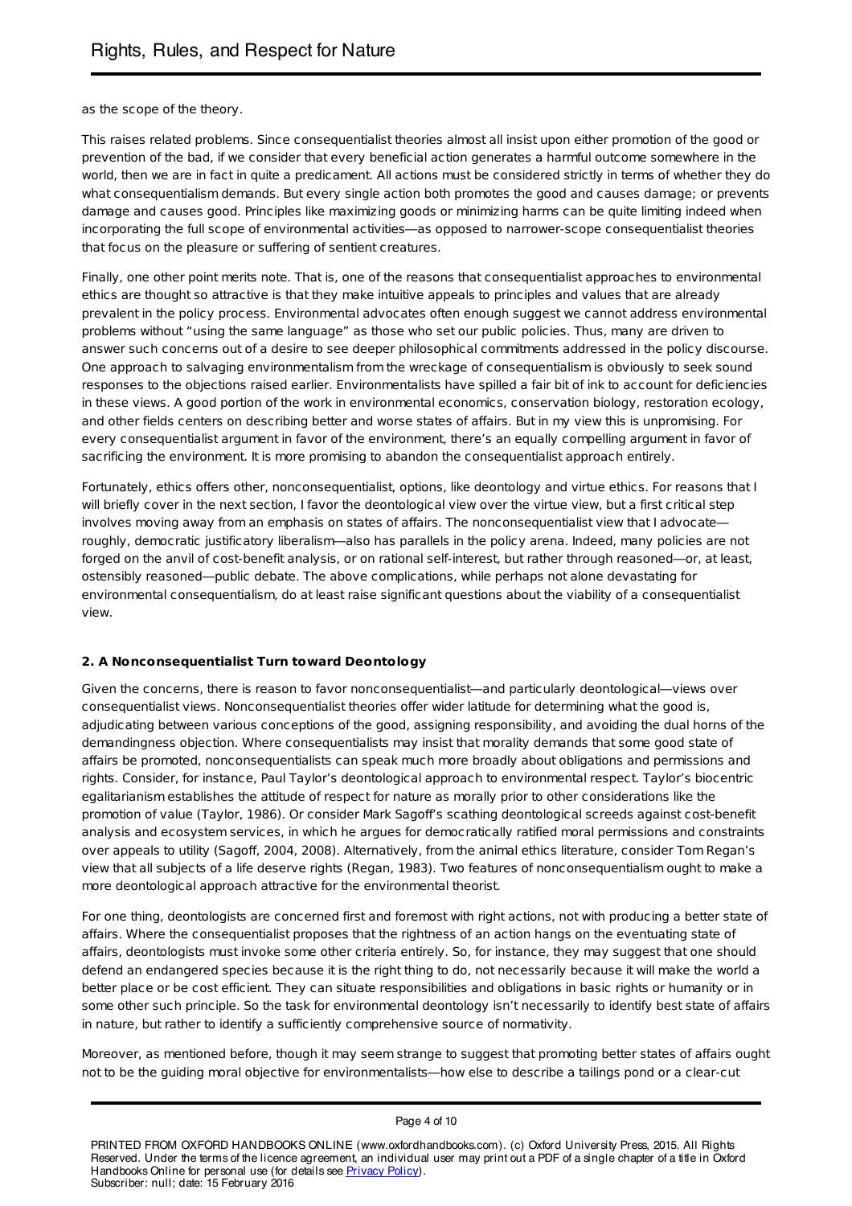as the scope of the theory.

This raises related problems. Since consequentialist theories almost all insist upon either promotion of the good or prevention of the bad, if we consider that every beneficial action generates a harmful outcome somewhere in the world, then we are in fact in quite a predicament. All actions must be considered strictly in terms of whether they do what consequentialism demands. But every single action both promotes the good and causes damage; or prevents damage and causes good. Principles like maximizing goods or minimizing harms can be quite limiting indeed when incorporating the full scope of environmental activities—as opposed to narrower-scope consequentialist theories that focus on the pleasure or suffering of sentient creatures.

Finally, one other point merits note. That is, one of the reasons that consequentialist approaches to environmental ethics are thought so attractive is that they make intuitive appeals to principles and values that are already prevalent in the policy process. Environmental advocates often enough suggest we cannot address environmental problems without "using the same language" as those who set our public policies. Thus, many are driven to answer such concerns out of a desire to see deeper philosophical commitments addressed in the policy discourse. One approach to salvaging environmentalism from the wreckage of consequentialism is obviously to seek sound responses to the objections raised earlier. Environmentalists have spilled a fair bit of ink to account for deficiencies in these views. A good portion of the work in environmental economics, conservation biology, restoration ecology, and other fields centers on describing better and worse states of affairs. But in my view this is unpromising. For every consequentialist argument in favor of the environment, there's an equally compelling argument in favor of sacrificing the environment. It is more promising to abandon the consequentialist approach entirely.

Fortunately, ethics offers other, nonconsequentialist, options, like deontology and virtue ethics. For reasons that I will briefly cover in the next section, I favor the deontological view over the virtue view, but a first critical step involves moving away from an emphasis on states of affairs. The nonconsequentialist view that I advocate—roughly, democratic justificatory liberalism—also has parallels in the policy arena. Indeed, many policies are not forged on the anvil of cost-benefit analysis, or on rational self-interest, but rather through reasoned—or, at least, ostensibly reasoned—public debate. The above complications, while perhaps not alone devastating for environmental consequentialism, do at least raise significant questions about the viability of a consequentialist view.

### 2. A Nonconsequentialist Turn toward Deontology

Given the concerns, there is reason to favor nonconsequentialist—and particularly deontological—views over consequentialist views. Nonconsequentialist theories offer wider latitude for determining what the good is, adjudicating between various conceptions of the good, assigning responsibility, and avoiding the dual horns of the demandingness objection. Where consequentialists may insist that morality demands that some good state of affairs be promoted, nonconsequentialists can speak much more broadly about obligations and permissions and rights. Consider, for instance, Paul Taylor's deontological approach to environmental respect. Taylor's biocentric egalitarianism establishes the attitude of respect for nature as morally prior to other considerations like the promotion of value (Taylor, 1986). Or consider Mark Sagoff's scathing deontological screeds against cost-benefit analysis and ecosystem services, in which he argues for democratically ratified moral permissions and constraints over appeals to utility (Sagoff, 2004, 2008). Alternatively, from the animal ethics literature, consider Tom Regan's view that all subjects of a life deserve rights (Regan, 1983). Two features of nonconsequentialism ought to make a more deontological approach attractive for the environmental theorist.

For one thing, deontologists are concerned first and foremost with right actions, not with producing a better state of affairs. Where the consequentialist proposes that the rightness of an action hangs on the eventuating state of affairs, deontologists must invoke some other criteria entirely. So, for instance, they may suggest that one should defend an endangered species because it is the right thing to do, not necessarily because it will make the world a better place or be cost efficient. They can situate responsibilities and obligations in basic rights or humanity or in some other such principle. So the task for environmental deontology isn't necessarily to identify best state of affairs in nature, but rather to identify a sufficiently comprehensive source of normativity.

Moreover, as mentioned before, though it may seem strange to suggest that promoting better states of affairs ought not to be the guiding moral objective for environmentalists—how else to describe a tailings pond or a clear-cut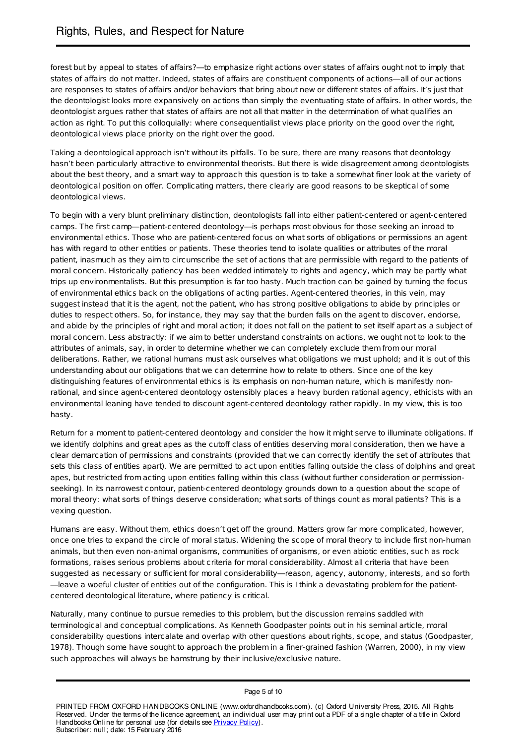forest but by appeal to states of affairs?—to emphasize right actions over states of affairs ought not to imply that states of affairs do not matter. Indeed, states of affairs are constituent components of actions—all of our actions are responses to states of affairs and/or behaviors that bring about new or different states of affairs. It's just that the deontologist looks more expansively on actions than simply the eventuating state of affairs. In other words, the deontologist argues rather that states of affairs are not all that matter in the determination of what qualifies an action as right. To put this colloquially: where consequentialist views place priority on the good over the right, deontological views place priority on the right over the good.

Taking a deontological approach isn't without its pitfalls. To be sure, there are many reasons that deontology hasn't been particularly attractive to environmental theorists. But there is wide disagreement among deontologists about the best theory, and a smart way to approach this question is to take a somewhat finer look at the variety of deontological position on offer. Complicating matters, there clearly are good reasons to be skeptical of some deontological views.

To begin with a very blunt preliminary distinction, deontologists fall into either patient-centered or agent-centered camps. The first camp—patient-centered deontology—is perhaps most obvious for those seeking an inroad to environmental ethics. Those who are patient-centered focus on what sorts of obligations or permissions an agent has with regard to other entities or patients. These theories tend to isolate qualities or attributes of the moral patient, inasmuch as they aim to circumscribe the set of actions that are permissible with regard to the patients of moral concern. Historically patiency has been wedded intimately to rights and agency, which may be partly what trips up environmentalists. But this presumption is far too hasty. Much traction can be gained by turning the focus of environmental ethics back on the obligations of acting parties. Agent-centered theories, in this vein, may suggest instead that it is the agent, not the patient, who has strong positive obligations to abide by principles or duties to respect others. So, for instance, they may say that the burden falls on the agent to discover, endorse, and abide by the principles of right and moral action; it does not fall on the patient to set itself apart as a subject of moral concern. Less abstractly: if we aim to better understand constraints on actions, we ought not to look to the attributes of animals, say, in order to determine whether we can completely exclude them from our moral deliberations. Rather, we rational humans must ask ourselves what obligations we must uphold; and it is out of this understanding about our obligations that we can determine how to relate to others. Since one of the key distinguishing features of environmental ethics is its emphasis on non-human nature, which is manifestly non-rational, and since agent-centered deontology ostensibly places a heavy burden rational agency, ethicists with an environmental leaning have tended to discount agent-centered deontology rather rapidly. In my view, this is too hasty.

Return for a moment to patient-centered deontology and consider the how it might serve to illuminate obligations. If we identify dolphins and great apes as the cutoff class of entities deserving moral consideration, then we have a clear demarcation of permissions and constraints (provided that we can correctly identify the set of attributes that sets this class of entities apart). We are permitted to act upon entities falling outside the class of dolphins and great apes, but restricted from acting upon entities falling within this class (without further consideration or permission-seeking). In its narrowest contour, patient-centered deontology grounds down to a question about the scope of moral theory: what sorts of things deserve consideration; what sorts of things count as moral patients? This is a vexing question.

Humans are easy. Without them, ethics doesn't get off the ground. Matters grow far more complicated, however, once one tries to expand the circle of moral status. Widening the scope of moral theory to include first non-human animals, but then even non-animal organisms, communities of organisms, or even abiotic entities, such as rock formations, raises serious problems about criteria for moral considerability. Almost all criteria that have been suggested as necessary or sufficient for moral considerability—reason, agency, autonomy, interests, and so forth—leave a woeful cluster of entities out of the configuration. This is I think a devastating problem for the patient-centered deontological literature, where patiency is critical.

Naturally, many continue to pursue remedies to this problem, but the discussion remains saddled with terminological and conceptual complications. As Kenneth Goodpaster points out in his seminal article, moral considerability questions intercalate and overlap with other questions about rights, scope, and status (Goodpaster, 1978). Though some have sought to approach the problem in a finer-grained fashion (Warren, 2000), in my view such approaches will always be hamstrung by their inclusive/exclusive nature.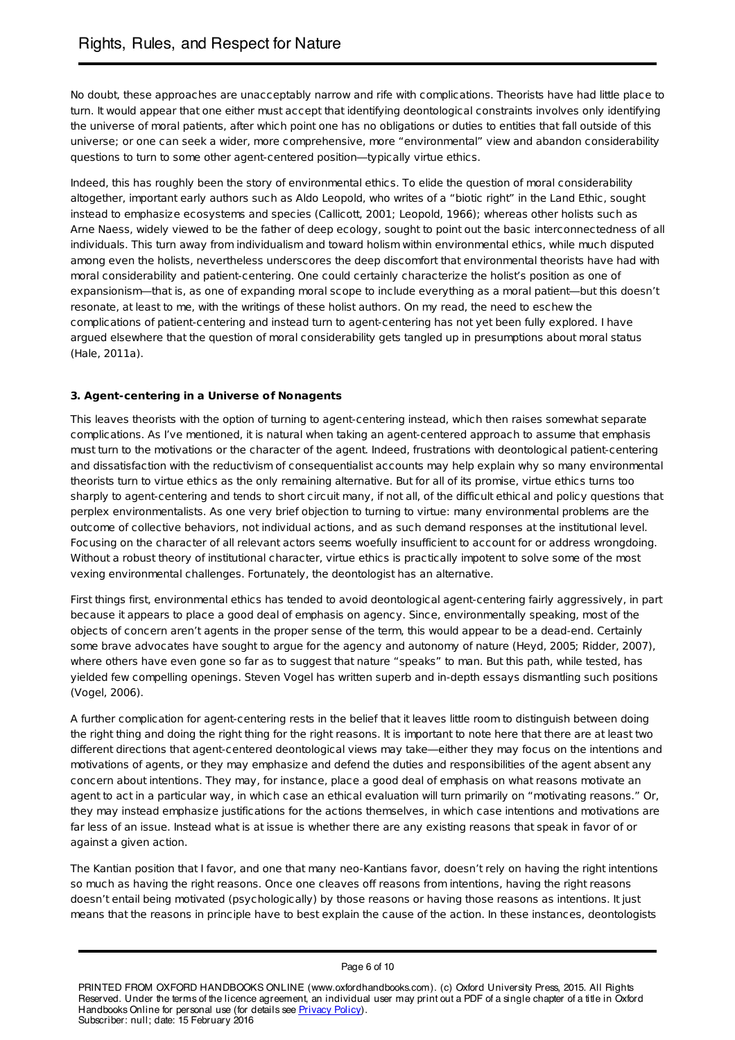No doubt, these approaches are unacceptably narrow and rife with complications. Theorists have had little place to turn. It would appear that one either must accept that identifying deontological constraints involves only identifying the universe of moral patients, after which point one has no obligations or duties to entities that fall outside of this universe; or one can seek a wider, more comprehensive, more "environmental" view and abandon considerability questions to turn to some other agent-centered position—typically virtue ethics.

Indeed, this has roughly been the story of environmental ethics. To elide the question of moral considerability altogether, important early authors such as Aldo Leopold, who writes of a "biotic right" in the Land Ethic, sought instead to emphasize ecosystems and species (Callicott, 2001; Leopold, 1966); whereas other holists such as Arne Naess, widely viewed to be the father of deep ecology, sought to point out the basic interconnectedness of all individuals. This turn away from individualism and toward holism within environmental ethics, while much disputed among even the holists, nevertheless underscores the deep discomfort that environmental theorists have had with moral considerability and patient-centering. One could certainly characterize the holist's position as one of expansionism—that is, as one of expanding moral scope to include everything as a moral patient—but this doesn't resonate, at least to me, with the writings of these holist authors. On my read, the need to eschew the complications of patient-centering and instead turn to agent-centering has not yet been fully explored. I have argued elsewhere that the question of moral considerability gets tangled up in presumptions about moral status (Hale, 2011a).

### 3. Agent-centering in a Universe of Nonagents

This leaves theorists with the option of turning to agent-centering instead, which then raises somewhat separate complications. As I've mentioned, it is natural when taking an agent-centered approach to assume that emphasis must turn to the motivations or the character of the agent. Indeed, frustrations with deontological patient-centering and dissatisfaction with the reductivism of consequentialist accounts may help explain why so many environmental theorists turn to virtue ethics as the only remaining alternative. But for all of its promise, virtue ethics turns too sharply to agent-centering and tends to short circuit many, if not all, of the difficult ethical and policy questions that perplex environmentalists. As one very brief objection to turning to virtue: many environmental problems are the outcome of collective behaviors, not individual actions, and as such demand responses at the institutional level. Focusing on the character of all relevant actors seems woefully insufficient to account for or address wrongdoing. Without a robust theory of institutional character, virtue ethics is practically impotent to solve some of the most vexing environmental challenges. Fortunately, the deontologist has an alternative.

First things first, environmental ethics has tended to avoid deontological agent-centering fairly aggressively, in part because it appears to place a good deal of emphasis on agency. Since, environmentally speaking, most of the objects of concern aren't agents in the proper sense of the term, this would appear to be a dead-end. Certainly some brave advocates have sought to argue for the agency and autonomy of nature (Heyd, 2005; Ridder, 2007), where others have even gone so far as to suggest that nature "speaks" to man. But this path, while tested, has yielded few compelling openings. Steven Vogel has written superb and in-depth essays dismantling such positions (Vogel, 2006).

A further complication for agent-centering rests in the belief that it leaves little room to distinguish between doing the right thing and doing the right thing for the right reasons. It is important to note here that there are at least two different directions that agent-centered deontological views may take—either they may focus on the intentions and motivations of agents, or they may emphasize and defend the duties and responsibilities of the agent absent any concern about intentions. They may, for instance, place a good deal of emphasis on what reasons motivate an agent to act in a particular way, in which case an ethical evaluation will turn primarily on "motivating reasons." Or, they may instead emphasize justifications for the actions themselves, in which case intentions and motivations are far less of an issue. Instead what is at issue is whether there are any existing reasons that speak in favor of or against a given action.

The Kantian position that I favor, and one that many neo-Kantians favor, doesn't rely on having the right intentions so much as having the right reasons. Once one cleaves off reasons from intentions, having the right reasons doesn't entail being motivated (psychologically) by those reasons or having those reasons as intentions. It just means that the reasons in principle have to best explain the cause of the action. In these instances, deontologists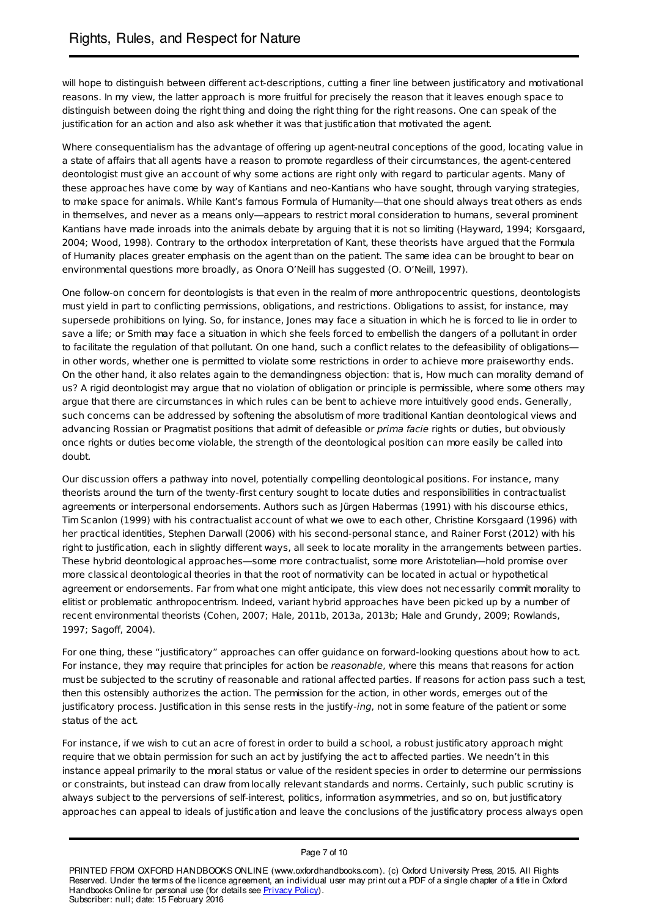will hope to distinguish between different act-descriptions, cutting a finer line between justificatory and motivational reasons. In my view, the latter approach is more fruitful for precisely the reason that it leaves enough space to distinguish between doing the right thing and doing the right thing for the right reasons. One can speak of the justification for an action and also ask whether it was that justification that motivated the agent.

Where consequentialism has the advantage of offering up agent-neutral conceptions of the good, locating value in a state of affairs that all agents have a reason to promote regardless of their circumstances, the agent-centered deontologist must give an account of why some actions are right only with regard to particular agents. Many of these approaches have come by way of Kantians and neo-Kantians who have sought, through varying strategies, to make space for animals. While Kant's famous Formula of Humanity—that one should always treat others as ends in themselves, and never as a means only—appears to restrict moral consideration to humans, several prominent Kantians have made inroads into the animals debate by arguing that it is not so limiting (Hayward, 1994; Korsgaard, 2004; Wood, 1998). Contrary to the orthodox interpretation of Kant, these theorists have argued that the Formula of Humanity places greater emphasis on the agent than on the patient. The same idea can be brought to bear on environmental questions more broadly, as Onora O'Neill has suggested (O. O'Neill, 1997).

One follow-on concern for deontologists is that even in the realm of more anthropocentric questions, deontologists must yield in part to conflicting permissions, obligations, and restrictions. Obligations to assist, for instance, may supersede prohibitions on lying. So, for instance, Jones may face a situation in which he is forced to lie in order to save a life; or Smith may face a situation in which she feels forced to embellish the dangers of a pollutant in order to facilitate the regulation of that pollutant. On one hand, such a conflict relates to the defeasibility of obligations—in other words, whether one is permitted to violate some restrictions in order to achieve more praiseworthy ends. On the other hand, it also relates again to the demandingness objection: that is, How much can morality demand of us? A rigid deontologist may argue that no violation of obligation or principle is permissible, where some others may argue that there are circumstances in which rules can be bent to achieve more intuitively good ends. Generally, such concerns can be addressed by softening the absolutism of more traditional Kantian deontological views and advancing Rossian or Pragmatist positions that admit of defeasible or *prima facie* rights or duties, but obviously once rights or duties become violable, the strength of the deontological position can more easily be called into doubt.

Our discussion offers a pathway into novel, potentially compelling deontological positions. For instance, many theorists around the turn of the twenty-first century sought to locate duties and responsibilities in contractualist agreements or interpersonal endorsements. Authors such as Jürgen Habermas (1991) with his discourse ethics, Tim Scanlon (1999) with his contractualist account of what we owe to each other, Christine Korsgaard (1996) with her practical identities, Stephen Darwall (2006) with his second-personal stance, and Rainer Forst (2012) with his right to justification, each in slightly different ways, all seek to locate morality in the arrangements between parties. These hybrid deontological approaches—some more contractualist, some more Aristotelian—hold promise over more classical deontological theories in that the root of normativity can be located in actual or hypothetical agreement or endorsements. Far from what one might anticipate, this view does not necessarily commit morality to elitist or problematic anthropocentrism. Indeed, variant hybrid approaches have been picked up by a number of recent environmental theorists (Cohen, 2007; Hale, 2011b, 2013a, 2013b; Hale and Grundy, 2009; Rowlands, 1997; Sagoff, 2004).

For one thing, these "justificatory" approaches can offer guidance on forward-looking questions about how to act. For instance, they may require that principles for action be *reasonable*, where this means that reasons for action must be subjected to the scrutiny of reasonable and rational affected parties. If reasons for action pass such a test, then this ostensibly authorizes the action. The permission for the action, in other words, emerges out of the justificatory process. Justification in this sense rests in the justify-*ing*, not in some feature of the patient or some status of the act.

For instance, if we wish to cut an acre of forest in order to build a school, a robust justificatory approach might require that we obtain permission for such an act by justifying the act to affected parties. We needn't in this instance appeal primarily to the moral status or value of the resident species in order to determine our permissions or constraints, but instead can draw from locally relevant standards and norms. Certainly, such public scrutiny is always subject to the perversions of self-interest, politics, information asymmetries, and so on, but justificatory approaches can appeal to ideals of justification and leave the conclusions of the justificatory process always open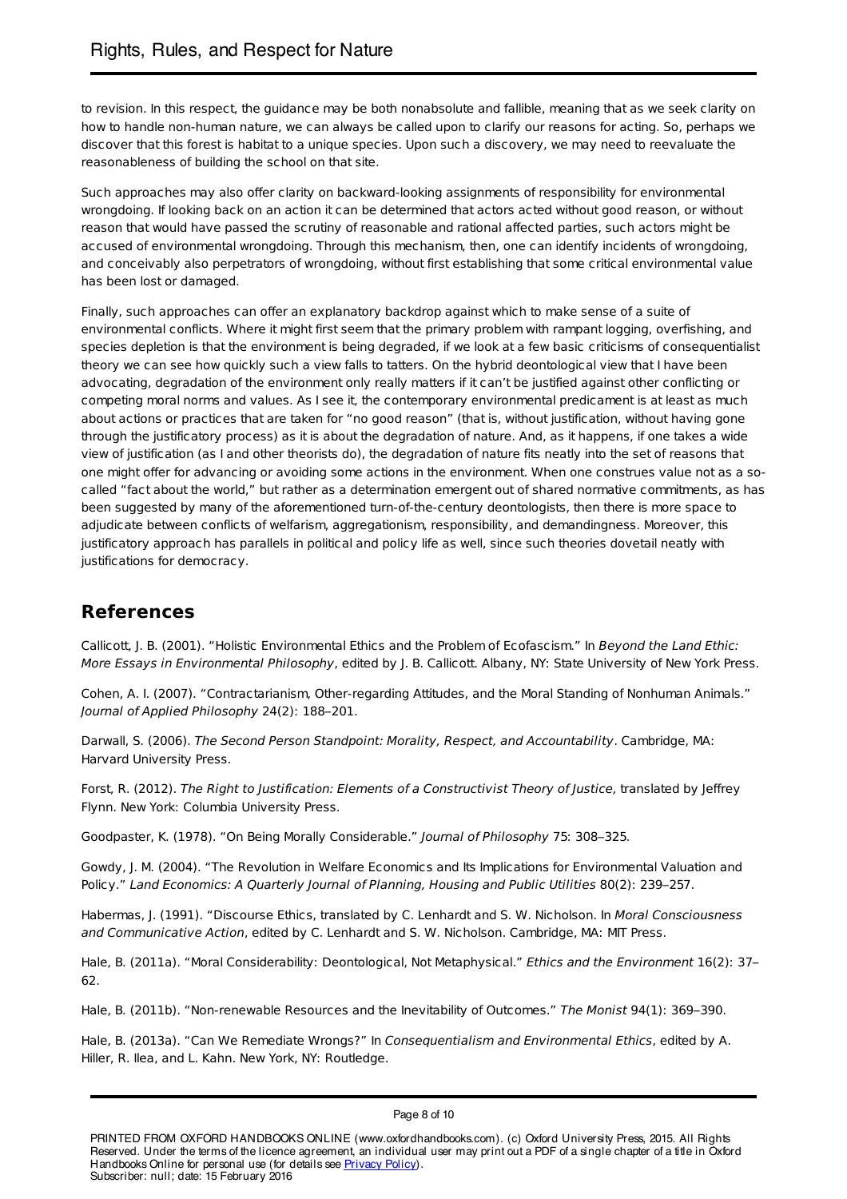to revision. In this respect, the guidance may be both nonabsolute and fallible, meaning that as we seek clarity on how to handle non-human nature, we can always be called upon to clarify our reasons for acting. So, perhaps we discover that this forest is habitat to a unique species. Upon such a discovery, we may need to reevaluate the reasonableness of building the school on that site.

Such approaches may also offer clarity on backward-looking assignments of responsibility for environmental wrongdoing. If looking back on an action it can be determined that actors acted without good reason, or without reason that would have passed the scrutiny of reasonable and rational affected parties, such actors might be accused of environmental wrongdoing. Through this mechanism, then, one can identify incidents of wrongdoing, and conceivably also perpetrators of wrongdoing, without first establishing that some critical environmental value has been lost or damaged.

Finally, such approaches can offer an explanatory backdrop against which to make sense of a suite of environmental conflicts. Where it might first seem that the primary problem with rampant logging, overfishing, and species depletion is that the environment is being degraded, if we look at a few basic criticisms of consequentialist theory we can see how quickly such a view falls to tatters. On the hybrid deontological view that I have been advocating, degradation of the environment only really matters if it can't be justified against other conflicting or competing moral norms and values. As I see it, the contemporary environmental predicament is at least as much about actions or practices that are taken for "no good reason" (that is, without justification, without having gone through the justificatory process) as it is about the degradation of nature. And, as it happens, if one takes a wide view of justification (as I and other theorists do), the degradation of nature fits neatly into the set of reasons that one might offer for advancing or avoiding some actions in the environment. When one construes value not as a so-called "fact about the world," but rather as a determination emergent out of shared normative commitments, as has been suggested by many of the aforementioned turn-of-the-century deontologists, then there is more space to adjudicate between conflicts of welfarism, aggregationism, responsibility, and demandingness. Moreover, this justificatory approach has parallels in political and policy life as well, since such theories dovetail neatly with justifications for democracy.

## References

Callicott, J. B. (2001). "Holistic Environmental Ethics and the Problem of Ecofascism." In *Beyond the Land Ethic: More Essays in Environmental Philosophy*, edited by J. B. Callicott. Albany, NY: State University of New York Press.

Cohen, A. I. (2007). "Contractarianism, Other-regarding Attitudes, and the Moral Standing of Nonhuman Animals." *Journal of Applied Philosophy* 24(2): 188–201.

Darwall, S. (2006). *The Second Person Standpoint: Morality, Respect, and Accountability*. Cambridge, MA: Harvard University Press.

Forst, R. (2012). *The Right to Justification: Elements of a Constructivist Theory of Justice,* translated by Jeffrey Flynn. New York: Columbia University Press.

Goodpaster, K. (1978). "On Being Morally Considerable." *Journal of Philosophy* 75: 308–325.

Gowdy, J. M. (2004). "The Revolution in Welfare Economics and Its Implications for Environmental Valuation and Policy." *Land Economics: A Quarterly Journal of Planning, Housing and Public Utilities* 80(2): 239–257.

Habermas, J. (1991). "Discourse Ethics, translated by C. Lenhardt and S. W. Nicholson. In *Moral Consciousness and Communicative Action*, edited by C. Lenhardt and S. W. Nicholson. Cambridge, MA: MIT Press.

Hale, B. (2011a). "Moral Considerability: Deontological, Not Metaphysical." *Ethics and the Environment* 16(2): 37–62.

Hale, B. (2011b). "Non-renewable Resources and the Inevitability of Outcomes." *The Monist* 94(1): 369–390.

Hale, B. (2013a). "Can We Remediate Wrongs?" In *Consequentialism and Environmental Ethics*, edited by A. Hiller, R. Ilea, and L. Kahn. New York, NY: Routledge.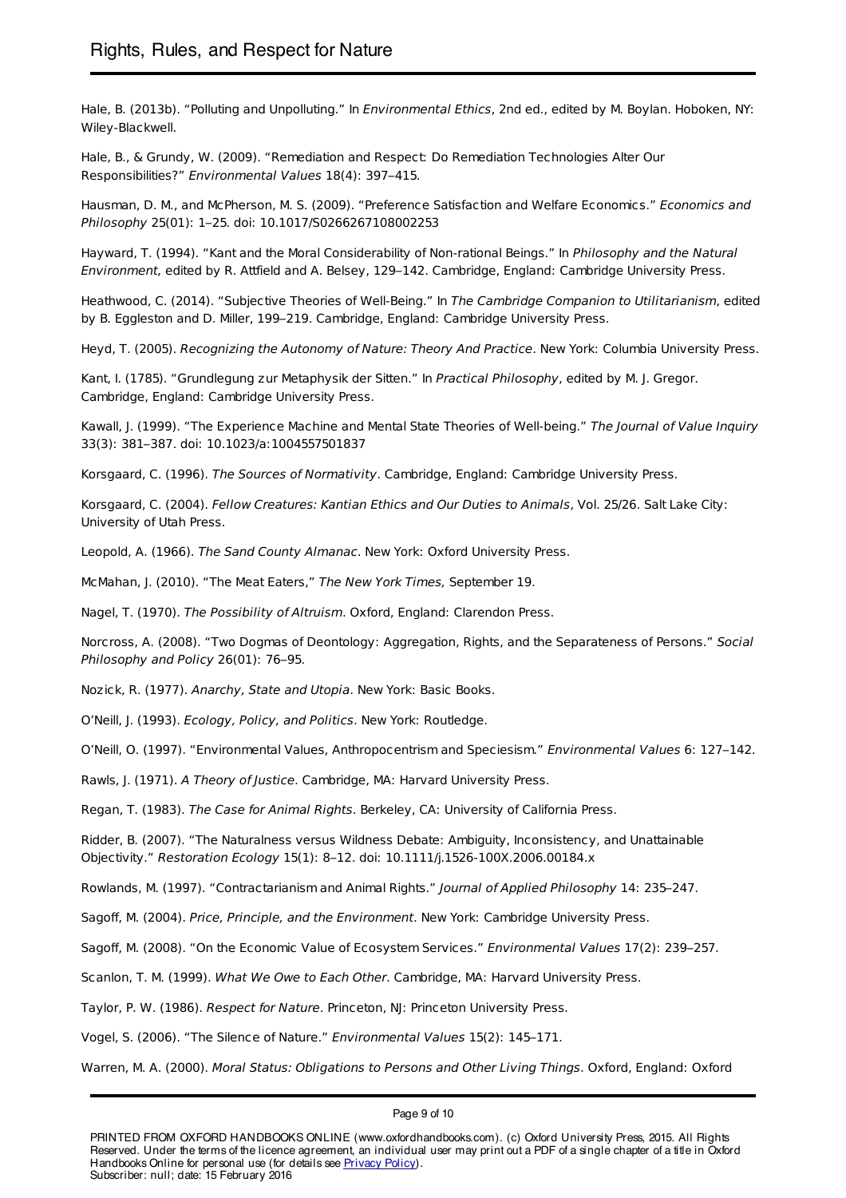Hale, B. (2013b). "Polluting and Unpolluting." In *Environmental Ethics*, 2nd ed., edited by M. Boylan. Hoboken, NY: Wiley-Blackwell.

Hale, B., & Grundy, W. (2009). "Remediation and Respect: Do Remediation Technologies Alter Our Responsibilities?" *Environmental Values* 18(4): 397–415.

Hausman, D. M., and McPherson, M. S. (2009). "Preference Satisfaction and Welfare Economics." *Economics and Philosophy* 25(01): 1–25. doi: 10.1017/S0266267108002253

Hayward, T. (1994). "Kant and the Moral Considerability of Non-rational Beings." In *Philosophy and the Natural Environment,* edited by R. Attfield and A. Belsey, 129–142. Cambridge, England: Cambridge University Press.

Heathwood, C. (2014). "Subjective Theories of Well-Being." In *The Cambridge Companion to Utilitarianism*, edited by B. Eggleston and D. Miller, 199–219. Cambridge, England: Cambridge University Press.

Heyd, T. (2005). *Recognizing the Autonomy of Nature: Theory And Practice*. New York: Columbia University Press.

Kant, I. (1785). "Grundlegung zur Metaphysik der Sitten." In *Practical Philosophy*, edited by M. J. Gregor. Cambridge, England: Cambridge University Press.

Kawall, J. (1999). "The Experience Machine and Mental State Theories of Well-being." *The Journal of Value Inquiry* 33(3): 381–387. doi: 10.1023/a:1004557501837

Korsgaard, C. (1996). *The Sources of Normativity*. Cambridge, England: Cambridge University Press.

Korsgaard, C. (2004). *Fellow Creatures: Kantian Ethics and Our Duties to Animals*, Vol. 25/26. Salt Lake City: University of Utah Press.

Leopold, A. (1966). *The Sand County Almanac*. New York: Oxford University Press.

McMahan, J. (2010). "The Meat Eaters," *The New York Times,* September 19.

Nagel, T. (1970). *The Possibility of Altruism*. Oxford, England: Clarendon Press.

Norcross, A. (2008). "Two Dogmas of Deontology: Aggregation, Rights, and the Separateness of Persons." *Social Philosophy and Policy* 26(01): 76–95.

Nozick, R. (1977). *Anarchy, State and Utopia*. New York: Basic Books.

O'Neill, J. (1993). *Ecology, Policy, and Politics*. New York: Routledge.

O'Neill, O. (1997). "Environmental Values, Anthropocentrism and Speciesism." *Environmental Values* 6: 127–142.

Rawls, J. (1971). *A Theory of Justice*. Cambridge, MA: Harvard University Press.

Regan, T. (1983). *The Case for Animal Rights*. Berkeley, CA: University of California Press.

Ridder, B. (2007). "The Naturalness versus Wildness Debate: Ambiguity, Inconsistency, and Unattainable Objectivity." *Restoration Ecology* 15(1): 8–12. doi: 10.1111/j.1526-100X.2006.00184.x

Rowlands, M. (1997). "Contractarianism and Animal Rights." *Journal of Applied Philosophy* 14: 235–247.

Sagoff, M. (2004). *Price, Principle, and the Environment*. New York: Cambridge University Press.

Sagoff, M. (2008). "On the Economic Value of Ecosystem Services." *Environmental Values* 17(2): 239–257.

Scanlon, T. M. (1999). *What We Owe to Each Other*. Cambridge, MA: Harvard University Press.

Taylor, P. W. (1986). *Respect for Nature*. Princeton, NJ: Princeton University Press.

Vogel, S. (2006). "The Silence of Nature." *Environmental Values* 15(2): 145–171.

Warren, M. A. (2000). *Moral Status: Obligations to Persons and Other Living Things*. Oxford, England: Oxford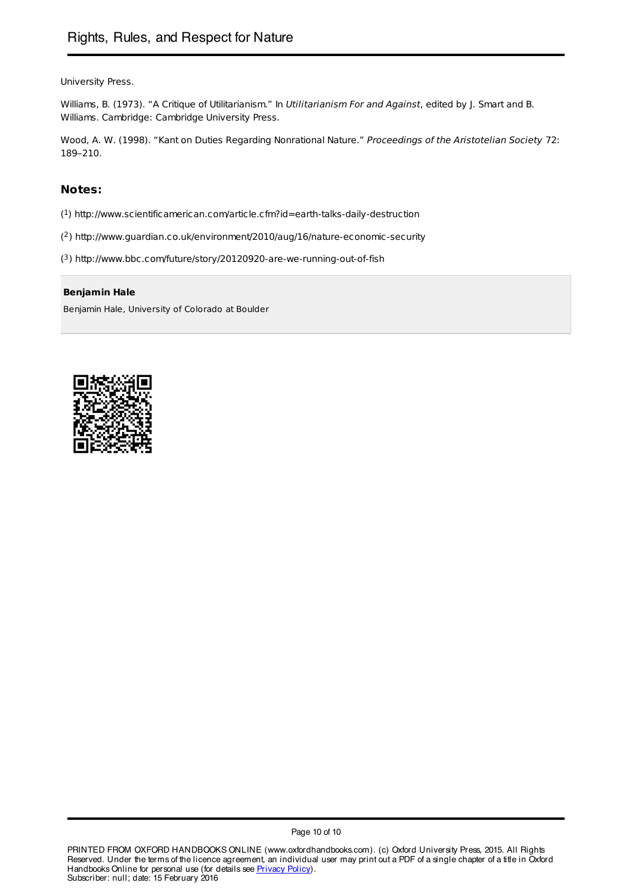University Press.

Williams, B. (1973). "A Critique of Utilitarianism." In *Utilitarianism For and Against*, edited by J. Smart and B. Williams. Cambridge: Cambridge University Press.

Wood, A. W. (1998). "Kant on Duties Regarding Nonrational Nature." *Proceedings of the Aristotelian Society* 72: 189–210.

## Notes:

([1]) http://www.scientificamerican.com/article.cfm?id=earth-talks-daily-destruction

([2]) http://www.guardian.co.uk/environment/2010/aug/16/nature-economic-security

([3]) http://www.bbc.com/future/story/20120920-are-we-running-out-of-fish

**Benjamin Hale**

Benjamin Hale, University of Colorado at Boulder